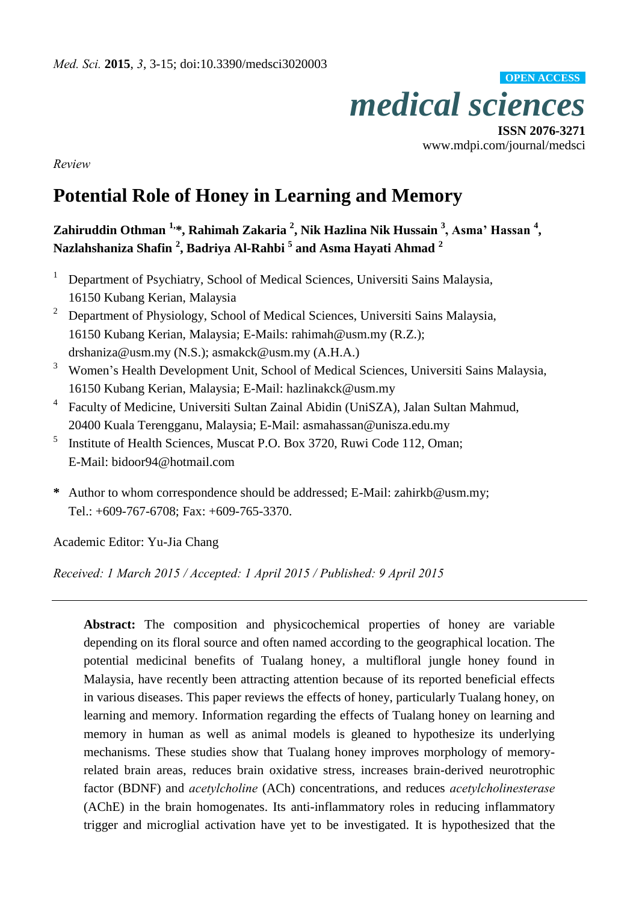*Med. Sci.* **2015**, *3*, 3-15; doi:10.3390/medsci3020003

**OPEN ACCESS**

# *medical sciences*

**ISSN 2076-3271**
www.mdpi.com/journal/medsci

*Review*

# Potential Role of Honey in Learning and Memory

**Zahiruddin Othman [1,*], Rahimah Zakaria [2], Nik Hazlina Nik Hussain [3], Asma' Hassan [4], Nazlahshaniza Shafin [2], Badriya Al-Rahbi [5] and Asma Hayati Ahmad [2]**

[1] Department of Psychiatry, School of Medical Sciences, Universiti Sains Malaysia, 16150 Kubang Kerian, Malaysia

[2] Department of Physiology, School of Medical Sciences, Universiti Sains Malaysia, 16150 Kubang Kerian, Malaysia; E-Mails: rahimah@usm.my (R.Z.); drshaniza@usm.my (N.S.); asmakck@usm.my (A.H.A.)

[3] Women's Health Development Unit, School of Medical Sciences, Universiti Sains Malaysia, 16150 Kubang Kerian, Malaysia; E-Mail: hazlinakck@usm.my

[4] Faculty of Medicine, Universiti Sultan Zainal Abidin (UniSZA), Jalan Sultan Mahmud, 20400 Kuala Terengganu, Malaysia; E-Mail: asmahassan@unisza.edu.my

[5] Institute of Health Sciences, Muscat P.O. Box 3720, Ruwi Code 112, Oman; E-Mail: bidoor94@hotmail.com

**\*** Author to whom correspondence should be addressed; E-Mail: zahirkb@usm.my; Tel.: +609-767-6708; Fax: +609-765-3370.

Academic Editor: Yu-Jia Chang

*Received: 1 March 2015 / Accepted: 1 April 2015 / Published: 9 April 2015*

---

**Abstract:** The composition and physicochemical properties of honey are variable depending on its floral source and often named according to the geographical location. The potential medicinal benefits of Tualang honey, a multifloral jungle honey found in Malaysia, have recently been attracting attention because of its reported beneficial effects in various diseases. This paper reviews the effects of honey, particularly Tualang honey, on learning and memory. Information regarding the effects of Tualang honey on learning and memory in human as well as animal models is gleaned to hypothesize its underlying mechanisms. These studies show that Tualang honey improves morphology of memory-related brain areas, reduces brain oxidative stress, increases brain-derived neurotrophic factor (BDNF) and *acetylcholine* (ACh) concentrations, and reduces *acetylcholinesterase* (AChE) in the brain homogenates. Its anti-inflammatory roles in reducing inflammatory trigger and microglial activation have yet to be investigated. It is hypothesized that the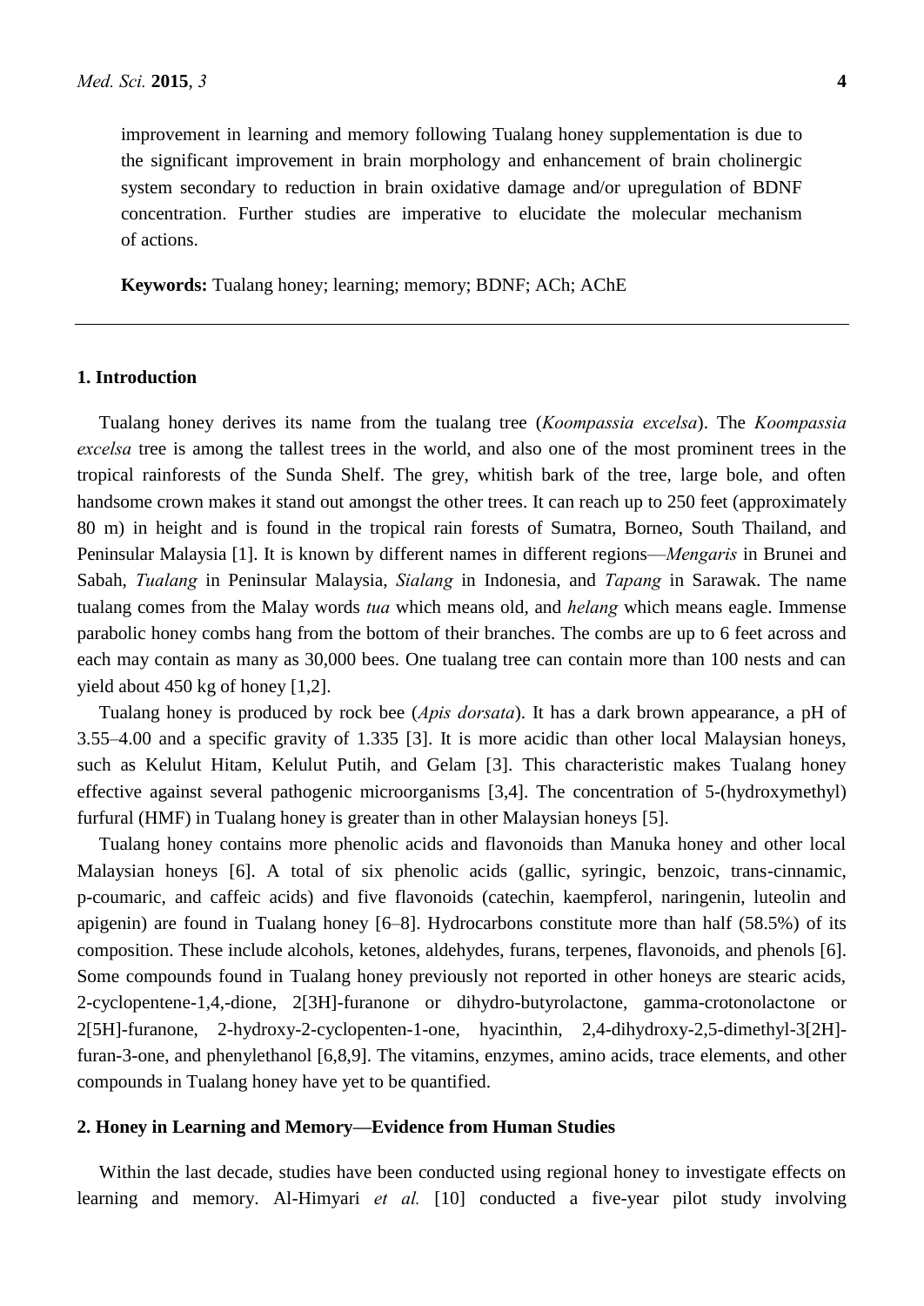improvement in learning and memory following Tualang honey supplementation is due to the significant improvement in brain morphology and enhancement of brain cholinergic system secondary to reduction in brain oxidative damage and/or upregulation of BDNF concentration. Further studies are imperative to elucidate the molecular mechanism of actions.

**Keywords:** Tualang honey; learning; memory; BDNF; ACh; AChE

## 1. Introduction

Tualang honey derives its name from the tualang tree (*Koompassia excelsa*). The *Koompassia excelsa* tree is among the tallest trees in the world, and also one of the most prominent trees in the tropical rainforests of the Sunda Shelf. The grey, whitish bark of the tree, large bole, and often handsome crown makes it stand out amongst the other trees. It can reach up to 250 feet (approximately 80 m) in height and is found in the tropical rain forests of Sumatra, Borneo, South Thailand, and Peninsular Malaysia [1]. It is known by different names in different regions—*Mengaris* in Brunei and Sabah, *Tualang* in Peninsular Malaysia, *Sialang* in Indonesia, and *Tapang* in Sarawak. The name tualang comes from the Malay words *tua* which means old, and *helang* which means eagle. Immense parabolic honey combs hang from the bottom of their branches. The combs are up to 6 feet across and each may contain as many as 30,000 bees. One tualang tree can contain more than 100 nests and can yield about 450 kg of honey [1,2].

Tualang honey is produced by rock bee (*Apis dorsata*). It has a dark brown appearance, a pH of 3.55–4.00 and a specific gravity of 1.335 [3]. It is more acidic than other local Malaysian honeys, such as Kelulut Hitam, Kelulut Putih, and Gelam [3]. This characteristic makes Tualang honey effective against several pathogenic microorganisms [3,4]. The concentration of 5-(hydroxymethyl) furfural (HMF) in Tualang honey is greater than in other Malaysian honeys [5].

Tualang honey contains more phenolic acids and flavonoids than Manuka honey and other local Malaysian honeys [6]. A total of six phenolic acids (gallic, syringic, benzoic, trans-cinnamic, p-coumaric, and caffeic acids) and five flavonoids (catechin, kaempferol, naringenin, luteolin and apigenin) are found in Tualang honey [6–8]. Hydrocarbons constitute more than half (58.5%) of its composition. These include alcohols, ketones, aldehydes, furans, terpenes, flavonoids, and phenols [6]. Some compounds found in Tualang honey previously not reported in other honeys are stearic acids, 2-cyclopentene-1,4,-dione, 2[3H]-furanone or dihydro-butyrolactone, gamma-crotonolactone or 2[5H]-furanone, 2-hydroxy-2-cyclopenten-1-one, hyacinthin, 2,4-dihydroxy-2,5-dimethyl-3[2H]-furan-3-one, and phenylethanol [6,8,9]. The vitamins, enzymes, amino acids, trace elements, and other compounds in Tualang honey have yet to be quantified.

## 2. Honey in Learning and Memory—Evidence from Human Studies

Within the last decade, studies have been conducted using regional honey to investigate effects on learning and memory. Al-Himyari *et al.* [10] conducted a five-year pilot study involving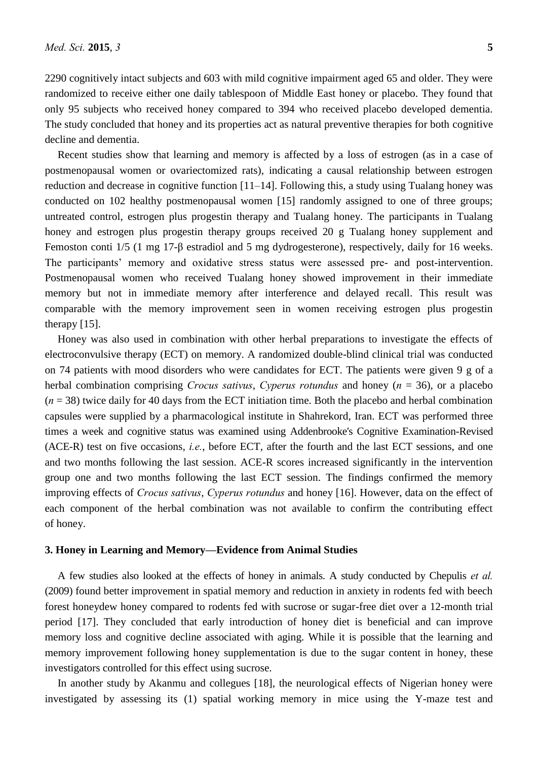2290 cognitively intact subjects and 603 with mild cognitive impairment aged 65 and older. They were randomized to receive either one daily tablespoon of Middle East honey or placebo. They found that only 95 subjects who received honey compared to 394 who received placebo developed dementia. The study concluded that honey and its properties act as natural preventive therapies for both cognitive decline and dementia.

Recent studies show that learning and memory is affected by a loss of estrogen (as in a case of postmenopausal women or ovariectomized rats), indicating a causal relationship between estrogen reduction and decrease in cognitive function [11–14]. Following this, a study using Tualang honey was conducted on 102 healthy postmenopausal women [15] randomly assigned to one of three groups; untreated control, estrogen plus progestin therapy and Tualang honey. The participants in Tualang honey and estrogen plus progestin therapy groups received 20 g Tualang honey supplement and Femoston conti 1/5 (1 mg 17-β estradiol and 5 mg dydrogesterone), respectively, daily for 16 weeks. The participants' memory and oxidative stress status were assessed pre- and post-intervention. Postmenopausal women who received Tualang honey showed improvement in their immediate memory but not in immediate memory after interference and delayed recall. This result was comparable with the memory improvement seen in women receiving estrogen plus progestin therapy [15].

Honey was also used in combination with other herbal preparations to investigate the effects of electroconvulsive therapy (ECT) on memory. A randomized double-blind clinical trial was conducted on 74 patients with mood disorders who were candidates for ECT. The patients were given 9 g of a herbal combination comprising *Crocus sativus*, *Cyperus rotundus* and honey ($n$ = 36), or a placebo ($n$ = 38) twice daily for 40 days from the ECT initiation time. Both the placebo and herbal combination capsules were supplied by a pharmacological institute in Shahrekord, Iran. ECT was performed three times a week and cognitive status was examined using Addenbrooke's Cognitive Examination-Revised (ACE-R) test on five occasions, *i.e.*, before ECT, after the fourth and the last ECT sessions, and one and two months following the last session. ACE-R scores increased significantly in the intervention group one and two months following the last ECT session. The findings confirmed the memory improving effects of *Crocus sativus*, *Cyperus rotundus* and honey [16]. However, data on the effect of each component of the herbal combination was not available to confirm the contributing effect of honey.

## 3. Honey in Learning and Memory—Evidence from Animal Studies

A few studies also looked at the effects of honey in animals. A study conducted by Chepulis *et al.* (2009) found better improvement in spatial memory and reduction in anxiety in rodents fed with beech forest honeydew honey compared to rodents fed with sucrose or sugar-free diet over a 12-month trial period [17]. They concluded that early introduction of honey diet is beneficial and can improve memory loss and cognitive decline associated with aging. While it is possible that the learning and memory improvement following honey supplementation is due to the sugar content in honey, these investigators controlled for this effect using sucrose.

In another study by Akanmu and collegues [18], the neurological effects of Nigerian honey were investigated by assessing its (1) spatial working memory in mice using the Y-maze test and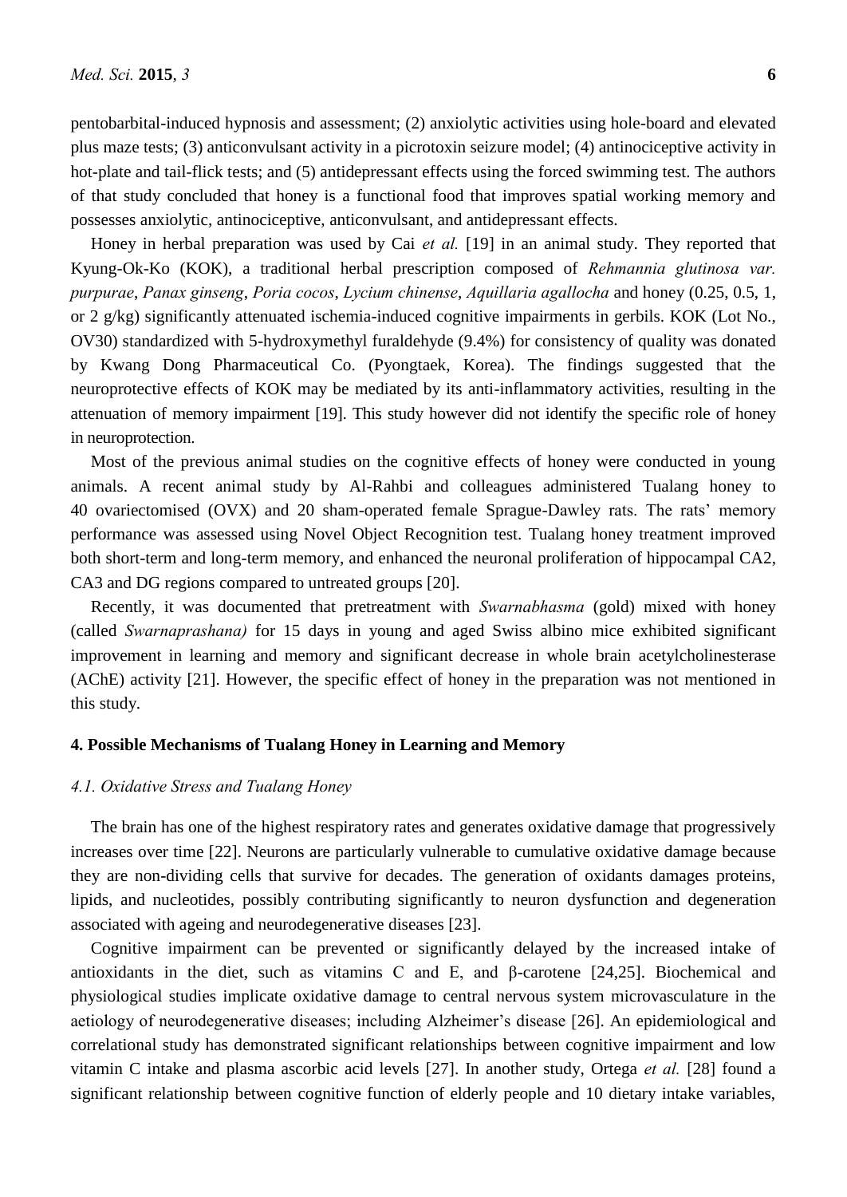pentobarbital-induced hypnosis and assessment; (2) anxiolytic activities using hole-board and elevated plus maze tests; (3) anticonvulsant activity in a picrotoxin seizure model; (4) antinociceptive activity in hot-plate and tail-flick tests; and (5) antidepressant effects using the forced swimming test. The authors of that study concluded that honey is a functional food that improves spatial working memory and possesses anxiolytic, antinociceptive, anticonvulsant, and antidepressant effects.

Honey in herbal preparation was used by Cai *et al.* [19] in an animal study. They reported that Kyung-Ok-Ko (KOK), a traditional herbal prescription composed of *Rehmannia glutinosa var. purpurae*, *Panax ginseng*, *Poria cocos*, *Lycium chinense*, *Aquillaria agallocha* and honey (0.25, 0.5, 1, or 2 g/kg) significantly attenuated ischemia-induced cognitive impairments in gerbils. KOK (Lot No., OV30) standardized with 5-hydroxymethyl furaldehyde (9.4%) for consistency of quality was donated by Kwang Dong Pharmaceutical Co. (Pyongtaek, Korea). The findings suggested that the neuroprotective effects of KOK may be mediated by its anti-inflammatory activities, resulting in the attenuation of memory impairment [19]. This study however did not identify the specific role of honey in neuroprotection.

Most of the previous animal studies on the cognitive effects of honey were conducted in young animals. A recent animal study by Al-Rahbi and colleagues administered Tualang honey to 40 ovariectomised (OVX) and 20 sham-operated female Sprague-Dawley rats. The rats' memory performance was assessed using Novel Object Recognition test. Tualang honey treatment improved both short-term and long-term memory, and enhanced the neuronal proliferation of hippocampal CA2, CA3 and DG regions compared to untreated groups [20].

Recently, it was documented that pretreatment with *Swarnabhasma* (gold) mixed with honey (called *Swarnaprashana)* for 15 days in young and aged Swiss albino mice exhibited significant improvement in learning and memory and significant decrease in whole brain acetylcholinesterase (AChE) activity [21]. However, the specific effect of honey in the preparation was not mentioned in this study.

## 4. Possible Mechanisms of Tualang Honey in Learning and Memory

### *4.1. Oxidative Stress and Tualang Honey*

The brain has one of the highest respiratory rates and generates oxidative damage that progressively increases over time [22]. Neurons are particularly vulnerable to cumulative oxidative damage because they are non-dividing cells that survive for decades. The generation of oxidants damages proteins, lipids, and nucleotides, possibly contributing significantly to neuron dysfunction and degeneration associated with ageing and neurodegenerative diseases [23].

Cognitive impairment can be prevented or significantly delayed by the increased intake of antioxidants in the diet, such as vitamins C and E, and β-carotene [24,25]. Biochemical and physiological studies implicate oxidative damage to central nervous system microvasculature in the aetiology of neurodegenerative diseases; including Alzheimer's disease [26]. An epidemiological and correlational study has demonstrated significant relationships between cognitive impairment and low vitamin C intake and plasma ascorbic acid levels [27]. In another study, Ortega *et al.* [28] found a significant relationship between cognitive function of elderly people and 10 dietary intake variables,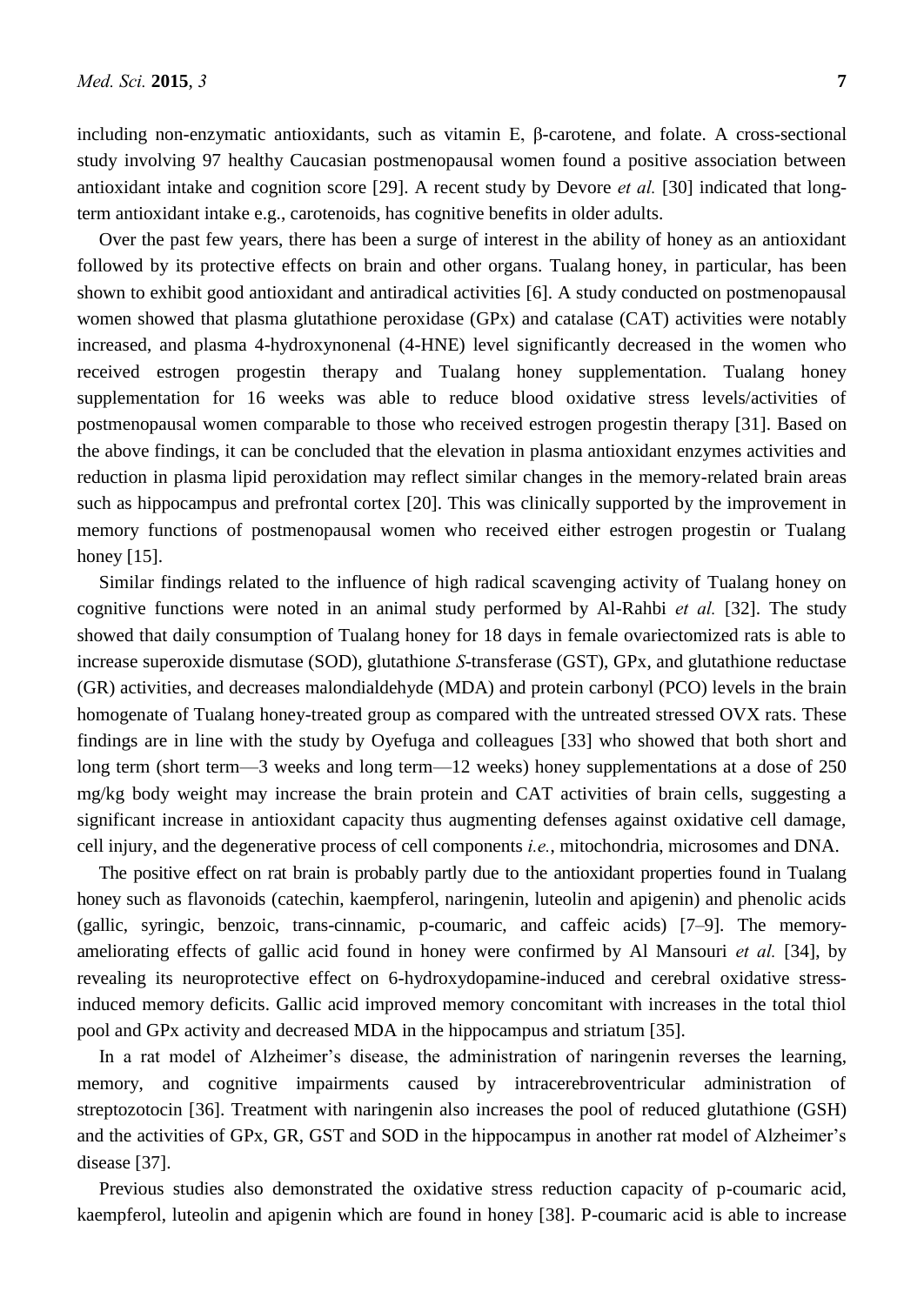including non-enzymatic antioxidants, such as vitamin E, β-carotene, and folate. A cross-sectional study involving 97 healthy Caucasian postmenopausal women found a positive association between antioxidant intake and cognition score [29]. A recent study by Devore *et al.* [30] indicated that long-term antioxidant intake e.g., carotenoids, has cognitive benefits in older adults.

Over the past few years, there has been a surge of interest in the ability of honey as an antioxidant followed by its protective effects on brain and other organs. Tualang honey, in particular, has been shown to exhibit good antioxidant and antiradical activities [6]. A study conducted on postmenopausal women showed that plasma glutathione peroxidase (GPx) and catalase (CAT) activities were notably increased, and plasma 4-hydroxynonenal (4-HNE) level significantly decreased in the women who received estrogen progestin therapy and Tualang honey supplementation. Tualang honey supplementation for 16 weeks was able to reduce blood oxidative stress levels/activities of postmenopausal women comparable to those who received estrogen progestin therapy [31]. Based on the above findings, it can be concluded that the elevation in plasma antioxidant enzymes activities and reduction in plasma lipid peroxidation may reflect similar changes in the memory-related brain areas such as hippocampus and prefrontal cortex [20]. This was clinically supported by the improvement in memory functions of postmenopausal women who received either estrogen progestin or Tualang honey [15].

Similar findings related to the influence of high radical scavenging activity of Tualang honey on cognitive functions were noted in an animal study performed by Al-Rahbi *et al.* [32]. The study showed that daily consumption of Tualang honey for 18 days in female ovariectomized rats is able to increase superoxide dismutase (SOD), glutathione *S*-transferase (GST), GPx, and glutathione reductase (GR) activities, and decreases malondialdehyde (MDA) and protein carbonyl (PCO) levels in the brain homogenate of Tualang honey-treated group as compared with the untreated stressed OVX rats. These findings are in line with the study by Oyefuga and colleagues [33] who showed that both short and long term (short term—3 weeks and long term—12 weeks) honey supplementations at a dose of 250 mg/kg body weight may increase the brain protein and CAT activities of brain cells, suggesting a significant increase in antioxidant capacity thus augmenting defenses against oxidative cell damage, cell injury, and the degenerative process of cell components *i.e.*, mitochondria, microsomes and DNA.

The positive effect on rat brain is probably partly due to the antioxidant properties found in Tualang honey such as flavonoids (catechin, kaempferol, naringenin, luteolin and apigenin) and phenolic acids (gallic, syringic, benzoic, trans-cinnamic, p-coumaric, and caffeic acids) [7–9]. The memory-ameliorating effects of gallic acid found in honey were confirmed by Al Mansouri *et al.* [34], by revealing its neuroprotective effect on 6-hydroxydopamine-induced and cerebral oxidative stress-induced memory deficits. Gallic acid improved memory concomitant with increases in the total thiol pool and GPx activity and decreased MDA in the hippocampus and striatum [35].

In a rat model of Alzheimer's disease, the administration of naringenin reverses the learning, memory, and cognitive impairments caused by intracerebroventricular administration of streptozotocin [36]. Treatment with naringenin also increases the pool of reduced glutathione (GSH) and the activities of GPx, GR, GST and SOD in the hippocampus in another rat model of Alzheimer's disease [37].

Previous studies also demonstrated the oxidative stress reduction capacity of p-coumaric acid, kaempferol, luteolin and apigenin which are found in honey [38]. P-coumaric acid is able to increase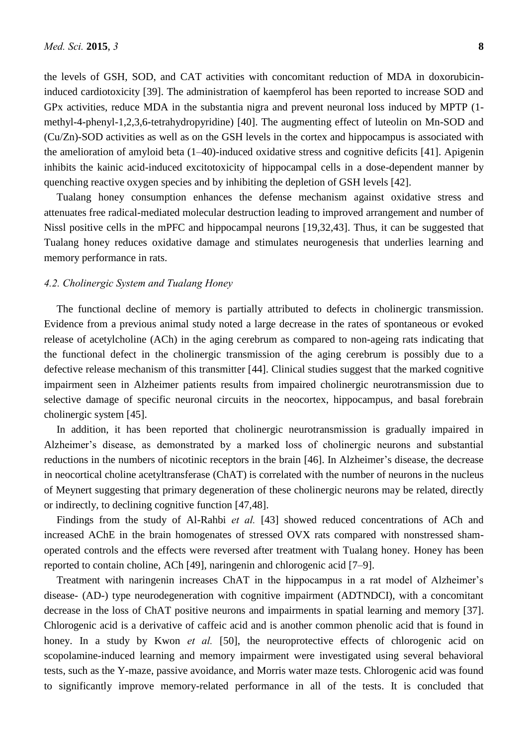the levels of GSH, SOD, and CAT activities with concomitant reduction of MDA in doxorubicin-induced cardiotoxicity [39]. The administration of kaempferol has been reported to increase SOD and GPx activities, reduce MDA in the substantia nigra and prevent neuronal loss induced by MPTP (1-methyl-4-phenyl-1,2,3,6-tetrahydropyridine) [40]. The augmenting effect of luteolin on Mn-SOD and (Cu/Zn)-SOD activities as well as on the GSH levels in the cortex and hippocampus is associated with the amelioration of amyloid beta (1–40)-induced oxidative stress and cognitive deficits [41]. Apigenin inhibits the kainic acid-induced excitotoxicity of hippocampal cells in a dose-dependent manner by quenching reactive oxygen species and by inhibiting the depletion of GSH levels [42].

Tualang honey consumption enhances the defense mechanism against oxidative stress and attenuates free radical-mediated molecular destruction leading to improved arrangement and number of Nissl positive cells in the mPFC and hippocampal neurons [19,32,43]. Thus, it can be suggested that Tualang honey reduces oxidative damage and stimulates neurogenesis that underlies learning and memory performance in rats.

### *4.2. Cholinergic System and Tualang Honey*

The functional decline of memory is partially attributed to defects in cholinergic transmission. Evidence from a previous animal study noted a large decrease in the rates of spontaneous or evoked release of acetylcholine (ACh) in the aging cerebrum as compared to non-ageing rats indicating that the functional defect in the cholinergic transmission of the aging cerebrum is possibly due to a defective release mechanism of this transmitter [44]. Clinical studies suggest that the marked cognitive impairment seen in Alzheimer patients results from impaired cholinergic neurotransmission due to selective damage of specific neuronal circuits in the neocortex, hippocampus, and basal forebrain cholinergic system [45].

In addition, it has been reported that cholinergic neurotransmission is gradually impaired in Alzheimer's disease, as demonstrated by a marked loss of cholinergic neurons and substantial reductions in the numbers of nicotinic receptors in the brain [46]. In Alzheimer's disease, the decrease in neocortical choline acetyltransferase (ChAT) is correlated with the number of neurons in the nucleus of Meynert suggesting that primary degeneration of these cholinergic neurons may be related, directly or indirectly, to declining cognitive function [47,48].

Findings from the study of Al-Rahbi *et al.* [43] showed reduced concentrations of ACh and increased AChE in the brain homogenates of stressed OVX rats compared with nonstressed sham-operated controls and the effects were reversed after treatment with Tualang honey. Honey has been reported to contain choline, ACh [49], naringenin and chlorogenic acid [7–9].

Treatment with naringenin increases ChAT in the hippocampus in a rat model of Alzheimer's disease- (AD-) type neurodegeneration with cognitive impairment (ADTNDCI), with a concomitant decrease in the loss of ChAT positive neurons and impairments in spatial learning and memory [37]. Chlorogenic acid is a derivative of caffeic acid and is another common phenolic acid that is found in honey. In a study by Kwon *et al.* [50], the neuroprotective effects of chlorogenic acid on scopolamine-induced learning and memory impairment were investigated using several behavioral tests, such as the Y-maze, passive avoidance, and Morris water maze tests. Chlorogenic acid was found to significantly improve memory-related performance in all of the tests. It is concluded that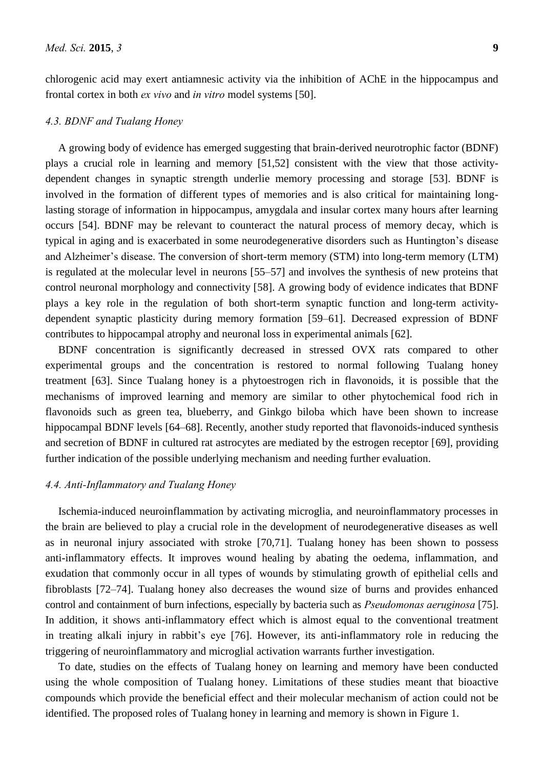chlorogenic acid may exert antiamnesic activity via the inhibition of AChE in the hippocampus and frontal cortex in both *ex vivo* and *in vitro* model systems [50].

### *4.3. BDNF and Tualang Honey*

A growing body of evidence has emerged suggesting that brain-derived neurotrophic factor (BDNF) plays a crucial role in learning and memory [51,52] consistent with the view that those activity-dependent changes in synaptic strength underlie memory processing and storage [53]. BDNF is involved in the formation of different types of memories and is also critical for maintaining long-lasting storage of information in hippocampus, amygdala and insular cortex many hours after learning occurs [54]. BDNF may be relevant to counteract the natural process of memory decay, which is typical in aging and is exacerbated in some neurodegenerative disorders such as Huntington's disease and Alzheimer's disease. The conversion of short-term memory (STM) into long-term memory (LTM) is regulated at the molecular level in neurons [55–57] and involves the synthesis of new proteins that control neuronal morphology and connectivity [58]. A growing body of evidence indicates that BDNF plays a key role in the regulation of both short-term synaptic function and long-term activity-dependent synaptic plasticity during memory formation [59–61]. Decreased expression of BDNF contributes to hippocampal atrophy and neuronal loss in experimental animals [62].

BDNF concentration is significantly decreased in stressed OVX rats compared to other experimental groups and the concentration is restored to normal following Tualang honey treatment [63]. Since Tualang honey is a phytoestrogen rich in flavonoids, it is possible that the mechanisms of improved learning and memory are similar to other phytochemical food rich in flavonoids such as green tea, blueberry, and Ginkgo biloba which have been shown to increase hippocampal BDNF levels [64–68]. Recently, another study reported that flavonoids-induced synthesis and secretion of BDNF in cultured rat astrocytes are mediated by the estrogen receptor [69], providing further indication of the possible underlying mechanism and needing further evaluation.

### *4.4. Anti-Inflammatory and Tualang Honey*

Ischemia-induced neuroinflammation by activating microglia, and neuroinflammatory processes in the brain are believed to play a crucial role in the development of neurodegenerative diseases as well as in neuronal injury associated with stroke [70,71]. Tualang honey has been shown to possess anti-inflammatory effects. It improves wound healing by abating the oedema, inflammation, and exudation that commonly occur in all types of wounds by stimulating growth of epithelial cells and fibroblasts [72–74]. Tualang honey also decreases the wound size of burns and provides enhanced control and containment of burn infections, especially by bacteria such as *Pseudomonas aeruginosa* [75]. In addition, it shows anti-inflammatory effect which is almost equal to the conventional treatment in treating alkali injury in rabbit's eye [76]. However, its anti-inflammatory role in reducing the triggering of neuroinflammatory and microglial activation warrants further investigation.

To date, studies on the effects of Tualang honey on learning and memory have been conducted using the whole composition of Tualang honey. Limitations of these studies meant that bioactive compounds which provide the beneficial effect and their molecular mechanism of action could not be identified. The proposed roles of Tualang honey in learning and memory is shown in Figure 1.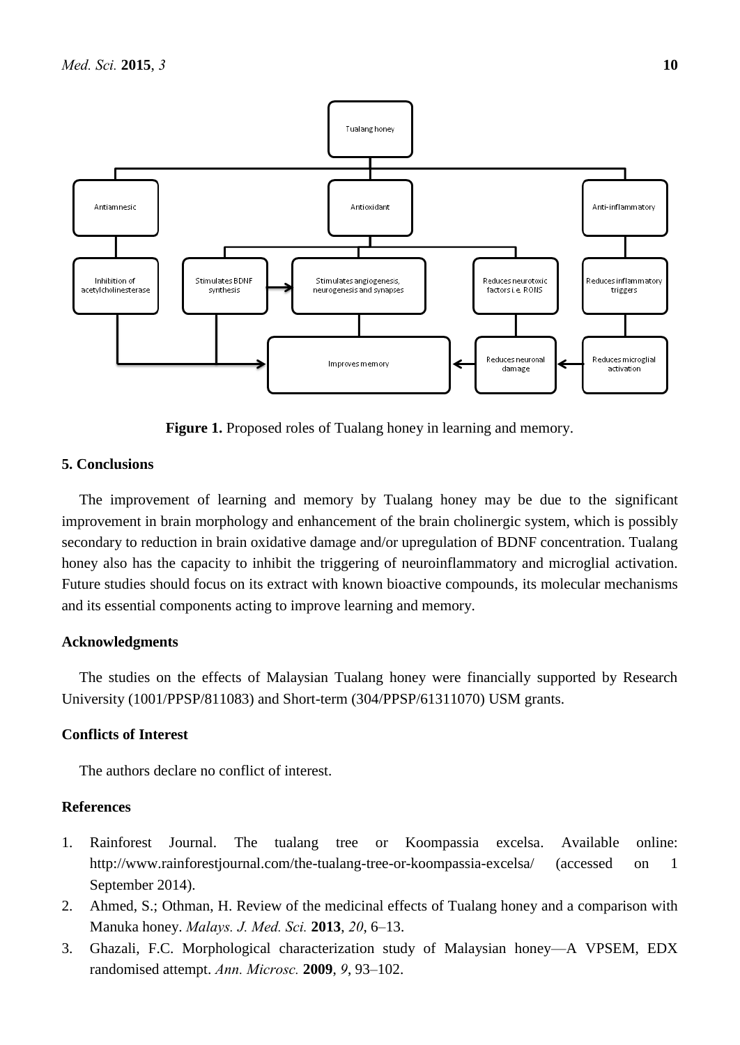Figure 1. Proposed roles of Tualang honey in learning and memory.

## 5. Conclusions

The improvement of learning and memory by Tualang honey may be due to the significant improvement in brain morphology and enhancement of the brain cholinergic system, which is possibly secondary to reduction in brain oxidative damage and/or upregulation of BDNF concentration. Tualang honey also has the capacity to inhibit the triggering of neuroinflammatory and microglial activation. Future studies should focus on its extract with known bioactive compounds, its molecular mechanisms and its essential components acting to improve learning and memory.

## Acknowledgments

The studies on the effects of Malaysian Tualang honey were financially supported by Research University (1001/PPSP/811083) and Short-term (304/PPSP/61311070) USM grants.

## Conflicts of Interest

The authors declare no conflict of interest.

## References

1. Rainforest Journal. The tualang tree or Koompassia excelsa. Available online: http://www.rainforestjournal.com/the-tualang-tree-or-koompassia-excelsa/ (accessed on 1 September 2014).
2. Ahmed, S.; Othman, H. Review of the medicinal effects of Tualang honey and a comparison with Manuka honey. *Malays. J. Med. Sci.* **2013**, *20*, 6–13.
3. Ghazali, F.C. Morphological characterization study of Malaysian honey—A VPSEM, EDX randomised attempt. *Ann. Microsc.* **2009**, *9*, 93–102.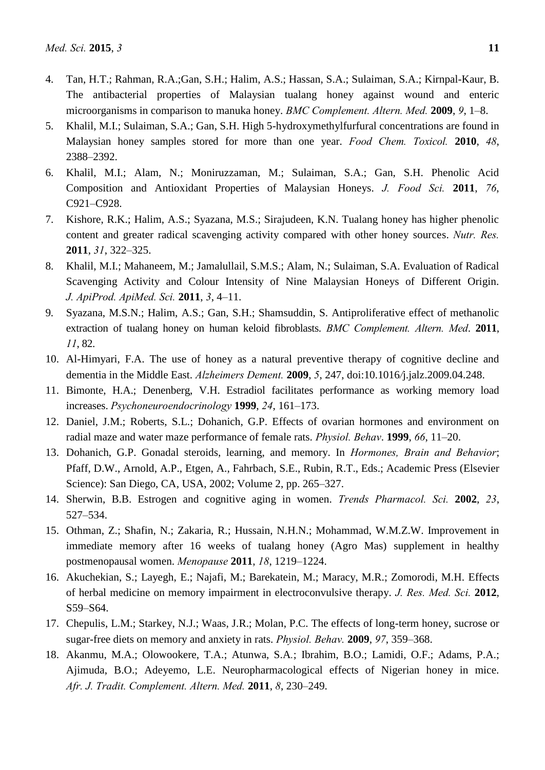4. Tan, H.T.; Rahman, R.A.;Gan, S.H.; Halim, A.S.; Hassan, S.A.; Sulaiman, S.A.; Kirnpal-Kaur, B. The antibacterial properties of Malaysian tualang honey against wound and enteric microorganisms in comparison to manuka honey. *BMC Complement. Altern. Med.* **2009**, *9*, 1–8.
5. Khalil, M.I.; Sulaiman, S.A.; Gan, S.H. High 5-hydroxymethylfurfural concentrations are found in Malaysian honey samples stored for more than one year. *Food Chem. Toxicol.* **2010**, *48*, 2388–2392.
6. Khalil, M.I.; Alam, N.; Moniruzzaman, M.; Sulaiman, S.A.; Gan, S.H. Phenolic Acid Composition and Antioxidant Properties of Malaysian Honeys. *J. Food Sci.* **2011**, *76*, C921–C928.
7. Kishore, R.K.; Halim, A.S.; Syazana, M.S.; Sirajudeen, K.N. Tualang honey has higher phenolic content and greater radical scavenging activity compared with other honey sources. *Nutr. Res.* **2011**, *31*, 322–325.
8. Khalil, M.I.; Mahaneem, M.; Jamalullail, S.M.S.; Alam, N.; Sulaiman, S.A. Evaluation of Radical Scavenging Activity and Colour Intensity of Nine Malaysian Honeys of Different Origin. *J. ApiProd. ApiMed. Sci.* **2011**, *3*, 4–11.
9. Syazana, M.S.N.; Halim, A.S.; Gan, S.H.; Shamsuddin, S. Antiproliferative effect of methanolic extraction of tualang honey on human keloid fibroblasts. *BMC Complement. Altern. Med*. **2011**, *11*, 82.
10. Al-Himyari, F.A. The use of honey as a natural preventive therapy of cognitive decline and dementia in the Middle East. *Alzheimers Dement.* **2009**, *5*, 247, doi:10.1016/j.jalz.2009.04.248.
11. Bimonte, H.A.; Denenberg, V.H. Estradiol facilitates performance as working memory load increases. *Psychoneuroendocrinology* **1999**, *24*, 161–173.
12. Daniel, J.M.; Roberts, S.L.; Dohanich, G.P. Effects of ovarian hormones and environment on radial maze and water maze performance of female rats. *Physiol. Behav*. **1999**, *66*, 11–20.
13. Dohanich, G.P. Gonadal steroids, learning, and memory. In *Hormones, Brain and Behavior*; Pfaff, D.W., Arnold, A.P., Etgen, A., Fahrbach, S.E., Rubin, R.T., Eds.; Academic Press (Elsevier Science): San Diego, CA, USA, 2002; Volume 2, pp. 265–327.
14. Sherwin, B.B. Estrogen and cognitive aging in women. *Trends Pharmacol. Sci.* **2002**, *23*, 527–534.
15. Othman, Z.; Shafin, N.; Zakaria, R.; Hussain, N.H.N.; Mohammad, W.M.Z.W. Improvement in immediate memory after 16 weeks of tualang honey (Agro Mas) supplement in healthy postmenopausal women. *Menopause* **2011**, *18*, 1219–1224.
16. Akuchekian, S.; Layegh, E.; Najafi, M.; Barekatein, M.; Maracy, M.R.; Zomorodi, M.H. Effects of herbal medicine on memory impairment in electroconvulsive therapy. *J. Res. Med. Sci.* **2012**, S59–S64.
17. Chepulis, L.M.; Starkey, N.J.; Waas, J.R.; Molan, P.C. The effects of long-term honey, sucrose or sugar-free diets on memory and anxiety in rats. *Physiol. Behav.* **2009**, *97*, 359–368.
18. Akanmu, M.A.; Olowookere, T.A.; Atunwa, S.A.; Ibrahim, B.O.; Lamidi, O.F.; Adams, P.A.; Ajimuda, B.O.; Adeyemo, L.E. Neuropharmacological effects of Nigerian honey in mice. *Afr. J. Tradit. Complement. Altern. Med.* **2011**, *8*, 230–249.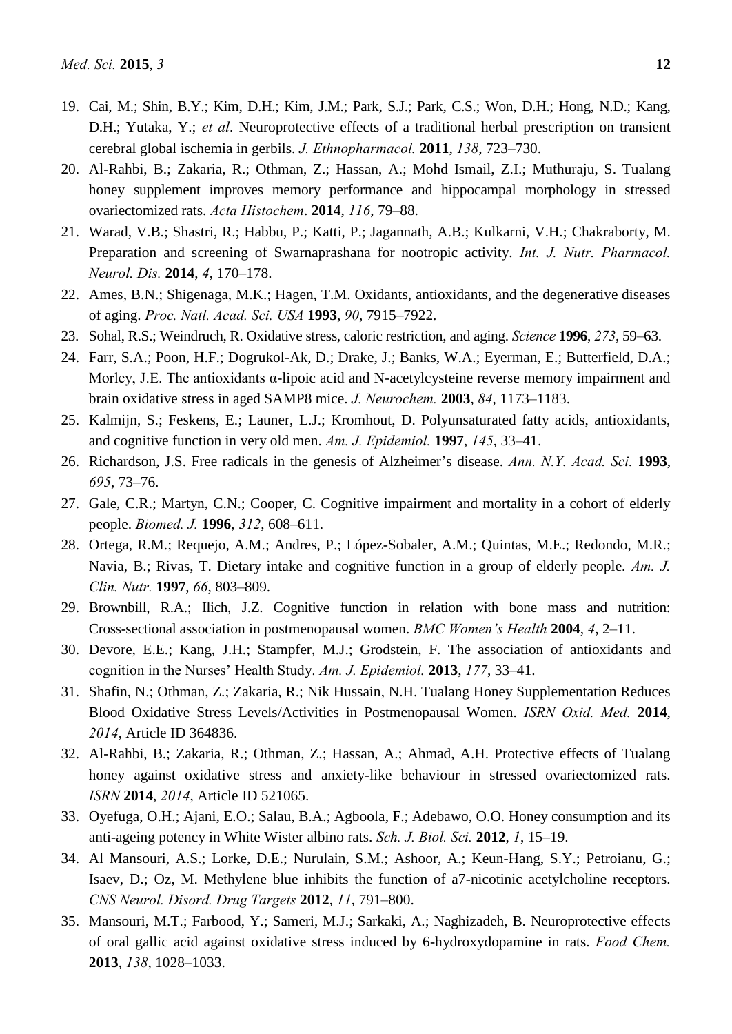19. Cai, M.; Shin, B.Y.; Kim, D.H.; Kim, J.M.; Park, S.J.; Park, C.S.; Won, D.H.; Hong, N.D.; Kang, D.H.; Yutaka, Y.; *et al*. Neuroprotective effects of a traditional herbal prescription on transient cerebral global ischemia in gerbils. *J. Ethnopharmacol.* **2011**, *138*, 723–730.
20. Al-Rahbi, B.; Zakaria, R.; Othman, Z.; Hassan, A.; Mohd Ismail, Z.I.; Muthuraju, S. Tualang honey supplement improves memory performance and hippocampal morphology in stressed ovariectomized rats. *Acta Histochem*. **2014**, *116*, 79–88.
21. Warad, V.B.; Shastri, R.; Habbu, P.; Katti, P.; Jagannath, A.B.; Kulkarni, V.H.; Chakraborty, M. Preparation and screening of Swarnaprashana for nootropic activity. *Int. J. Nutr. Pharmacol. Neurol. Dis.* **2014**, *4*, 170–178.
22. Ames, B.N.; Shigenaga, M.K.; Hagen, T.M. Oxidants, antioxidants, and the degenerative diseases of aging. *Proc. Natl. Acad. Sci. USA* **1993**, *90*, 7915–7922.
23. Sohal, R.S.; Weindruch, R. Oxidative stress, caloric restriction, and aging. *Science* **1996**, *273*, 59–63.
24. Farr, S.A.; Poon, H.F.; Dogrukol-Ak, D.; Drake, J.; Banks, W.A.; Eyerman, E.; Butterfield, D.A.; Morley, J.E. The antioxidants α-lipoic acid and N-acetylcysteine reverse memory impairment and brain oxidative stress in aged SAMP8 mice. *J. Neurochem.* **2003**, *84*, 1173–1183.
25. Kalmijn, S.; Feskens, E.; Launer, L.J.; Kromhout, D. Polyunsaturated fatty acids, antioxidants, and cognitive function in very old men. *Am. J. Epidemiol.* **1997**, *145*, 33–41.
26. Richardson, J.S. Free radicals in the genesis of Alzheimer's disease. *Ann. N.Y. Acad. Sci.* **1993**, *695*, 73–76.
27. Gale, C.R.; Martyn, C.N.; Cooper, C. Cognitive impairment and mortality in a cohort of elderly people. *Biomed. J.* **1996**, *312*, 608–611.
28. Ortega, R.M.; Requejo, A.M.; Andres, P.; López-Sobaler, A.M.; Quintas, M.E.; Redondo, M.R.; Navia, B.; Rivas, T. Dietary intake and cognitive function in a group of elderly people. *Am. J. Clin. Nutr.* **1997**, *66*, 803–809.
29. Brownbill, R.A.; Ilich, J.Z. Cognitive function in relation with bone mass and nutrition: Cross-sectional association in postmenopausal women. *BMC Women's Health* **2004**, *4*, 2–11.
30. Devore, E.E.; Kang, J.H.; Stampfer, M.J.; Grodstein, F. The association of antioxidants and cognition in the Nurses' Health Study. *Am. J. Epidemiol.* **2013**, *177*, 33–41.
31. Shafin, N.; Othman, Z.; Zakaria, R.; Nik Hussain, N.H. Tualang Honey Supplementation Reduces Blood Oxidative Stress Levels/Activities in Postmenopausal Women. *ISRN Oxid. Med.* **2014**, *2014*, Article ID 364836.
32. Al-Rahbi, B.; Zakaria, R.; Othman, Z.; Hassan, A.; Ahmad, A.H. Protective effects of Tualang honey against oxidative stress and anxiety-like behaviour in stressed ovariectomized rats. *ISRN* **2014**, *2014*, Article ID 521065.
33. Oyefuga, O.H.; Ajani, E.O.; Salau, B.A.; Agboola, F.; Adebawo, O.O. Honey consumption and its anti-ageing potency in White Wister albino rats. *Sch. J. Biol. Sci.* **2012**, *1*, 15–19.
34. Al Mansouri, A.S.; Lorke, D.E.; Nurulain, S.M.; Ashoor, A.; Keun-Hang, S.Y.; Petroianu, G.; Isaev, D.; Oz, M. Methylene blue inhibits the function of a7-nicotinic acetylcholine receptors. *CNS Neurol. Disord. Drug Targets* **2012**, *11*, 791–800.
35. Mansouri, M.T.; Farbood, Y.; Sameri, M.J.; Sarkaki, A.; Naghizadeh, B. Neuroprotective effects of oral gallic acid against oxidative stress induced by 6-hydroxydopamine in rats. *Food Chem.* **2013**, *138*, 1028–1033.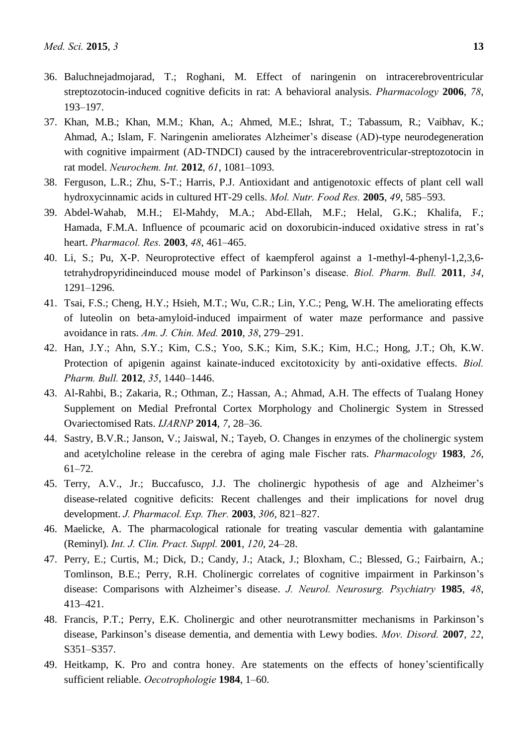36. Baluchnejadmojarad, T.; Roghani, M. Effect of naringenin on intracerebroventricular streptozotocin-induced cognitive deficits in rat: A behavioral analysis. *Pharmacology* **2006**, *78*, 193–197.
37. Khan, M.B.; Khan, M.M.; Khan, A.; Ahmed, M.E.; Ishrat, T.; Tabassum, R.; Vaibhav, K.; Ahmad, A.; Islam, F. Naringenin ameliorates Alzheimer's disease (AD)-type neurodegeneration with cognitive impairment (AD-TNDCI) caused by the intracerebroventricular-streptozotocin in rat model. *Neurochem. Int.* **2012**, *61*, 1081–1093.
38. Ferguson, L.R.; Zhu, S-T.; Harris, P.J. Antioxidant and antigenotoxic effects of plant cell wall hydroxycinnamic acids in cultured HT-29 cells. *Mol. Nutr. Food Res.* **2005**, *49*, 585–593.
39. Abdel-Wahab, M.H.; El-Mahdy, M.A.; Abd-Ellah, M.F.; Helal, G.K.; Khalifa, F.; Hamada, F.M.A. Influence of pcoumaric acid on doxorubicin-induced oxidative stress in rat's heart. *Pharmacol. Res.* **2003**, *48*, 461–465.
40. Li, S.; Pu, X-P. Neuroprotective effect of kaempferol against a 1-methyl-4-phenyl-1,2,3,6-tetrahydropyridineinduced mouse model of Parkinson's disease. *Biol. Pharm. Bull.* **2011**, *34*, 1291–1296.
41. Tsai, F.S.; Cheng, H.Y.; Hsieh, M.T.; Wu, C.R.; Lin, Y.C.; Peng, W.H. The ameliorating effects of luteolin on beta-amyloid-induced impairment of water maze performance and passive avoidance in rats. *Am. J. Chin. Med.* **2010**, *38*, 279–291.
42. Han, J.Y.; Ahn, S.Y.; Kim, C.S.; Yoo, S.K.; Kim, S.K.; Kim, H.C.; Hong, J.T.; Oh, K.W. Protection of apigenin against kainate-induced excitotoxicity by anti-oxidative effects. *Biol. Pharm. Bull.* **2012**, *35*, 1440–1446.
43. Al-Rahbi, B.; Zakaria, R.; Othman, Z.; Hassan, A.; Ahmad, A.H. The effects of Tualang Honey Supplement on Medial Prefrontal Cortex Morphology and Cholinergic System in Stressed Ovariectomised Rats. *IJARNP* **2014**, *7*, 28–36.
44. Sastry, B.V.R.; Janson, V.; Jaiswal, N.; Tayeb, O. Changes in enzymes of the cholinergic system and acetylcholine release in the cerebra of aging male Fischer rats. *Pharmacology* **1983**, *26*, 61–72.
45. Terry, A.V., Jr.; Buccafusco, J.J. The cholinergic hypothesis of age and Alzheimer's disease-related cognitive deficits: Recent challenges and their implications for novel drug development. *J. Pharmacol. Exp. Ther.* **2003**, *306*, 821–827.
46. Maelicke, A. The pharmacological rationale for treating vascular dementia with galantamine (Reminyl). *Int. J. Clin. Pract. Suppl.* **2001**, *120*, 24–28.
47. Perry, E.; Curtis, M.; Dick, D.; Candy, J.; Atack, J.; Bloxham, C.; Blessed, G.; Fairbairn, A.; Tomlinson, B.E.; Perry, R.H. Cholinergic correlates of cognitive impairment in Parkinson's disease: Comparisons with Alzheimer's disease. *J. Neurol. Neurosurg. Psychiatry* **1985**, *48*, 413–421.
48. Francis, P.T.; Perry, E.K. Cholinergic and other neurotransmitter mechanisms in Parkinson's disease, Parkinson's disease dementia, and dementia with Lewy bodies. *Mov. Disord.* **2007**, *22*, S351–S357.
49. Heitkamp, K. Pro and contra honey. Are statements on the effects of honey'scientifically sufficient reliable. *Oecotrophologie* **1984**, 1–60.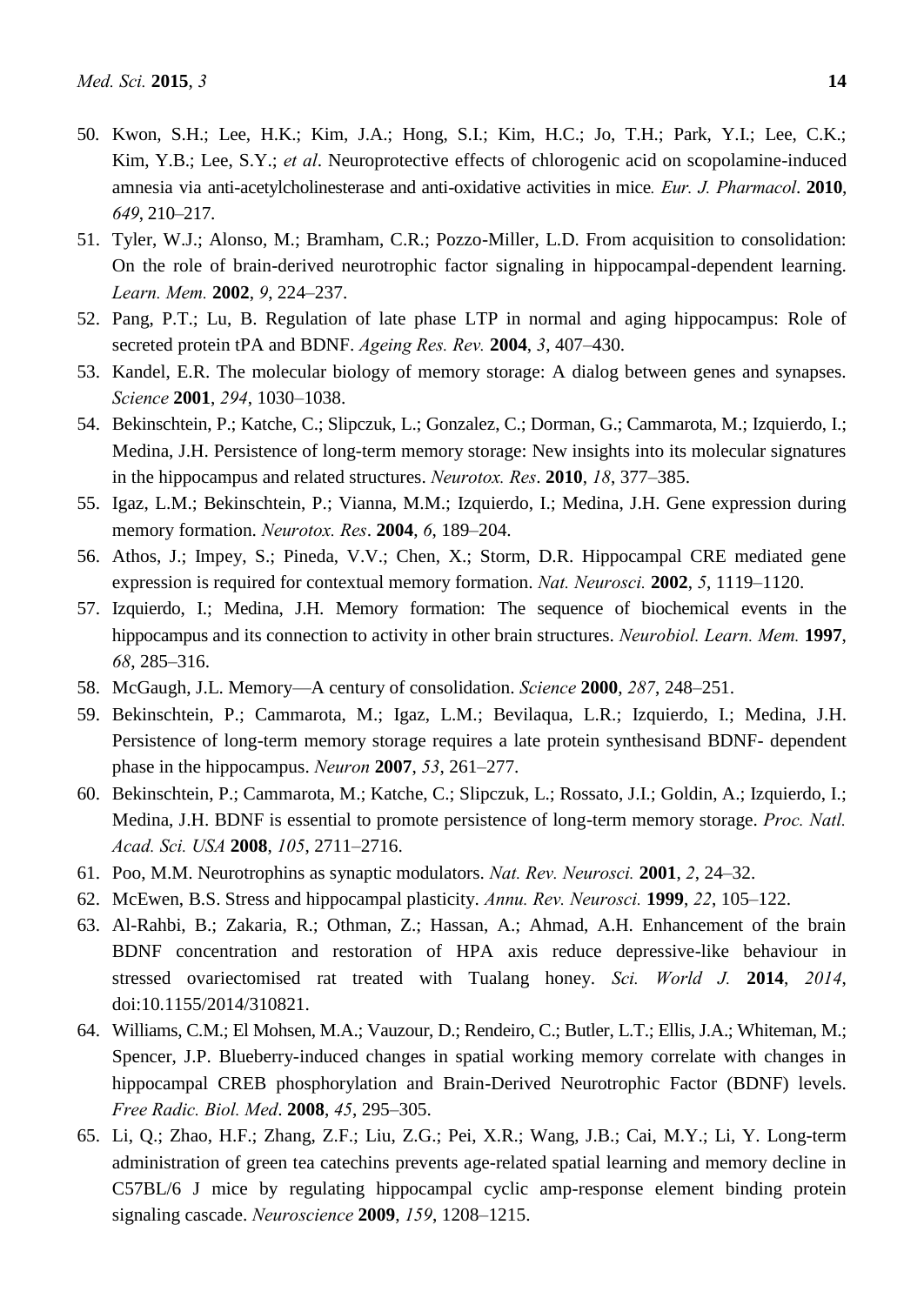50. Kwon, S.H.; Lee, H.K.; Kim, J.A.; Hong, S.I.; Kim, H.C.; Jo, T.H.; Park, Y.I.; Lee, C.K.; Kim, Y.B.; Lee, S.Y.; *et al*. Neuroprotective effects of chlorogenic acid on scopolamine-induced amnesia via anti-acetylcholinesterase and anti-oxidative activities in mice. *Eur. J. Pharmacol*. **2010**, *649*, 210–217.
51. Tyler, W.J.; Alonso, M.; Bramham, C.R.; Pozzo-Miller, L.D. From acquisition to consolidation: On the role of brain-derived neurotrophic factor signaling in hippocampal-dependent learning. *Learn. Mem.* **2002**, *9*, 224–237.
52. Pang, P.T.; Lu, B. Regulation of late phase LTP in normal and aging hippocampus: Role of secreted protein tPA and BDNF. *Ageing Res. Rev.* **2004**, *3*, 407–430.
53. Kandel, E.R. The molecular biology of memory storage: A dialog between genes and synapses. *Science* **2001**, *294*, 1030–1038.
54. Bekinschtein, P.; Katche, C.; Slipczuk, L.; Gonzalez, C.; Dorman, G.; Cammarota, M.; Izquierdo, I.; Medina, J.H. Persistence of long-term memory storage: New insights into its molecular signatures in the hippocampus and related structures. *Neurotox. Res*. **2010**, *18*, 377–385.
55. Igaz, L.M.; Bekinschtein, P.; Vianna, M.M.; Izquierdo, I.; Medina, J.H. Gene expression during memory formation. *Neurotox. Res*. **2004**, *6*, 189–204.
56. Athos, J.; Impey, S.; Pineda, V.V.; Chen, X.; Storm, D.R. Hippocampal CRE mediated gene expression is required for contextual memory formation. *Nat. Neurosci.* **2002**, *5*, 1119–1120.
57. Izquierdo, I.; Medina, J.H. Memory formation: The sequence of biochemical events in the hippocampus and its connection to activity in other brain structures. *Neurobiol. Learn. Mem.* **1997**, *68*, 285–316.
58. McGaugh, J.L. Memory—A century of consolidation. *Science* **2000**, *287*, 248–251.
59. Bekinschtein, P.; Cammarota, M.; Igaz, L.M.; Bevilaqua, L.R.; Izquierdo, I.; Medina, J.H. Persistence of long-term memory storage requires a late protein synthesisand BDNF- dependent phase in the hippocampus. *Neuron* **2007**, *53*, 261–277.
60. Bekinschtein, P.; Cammarota, M.; Katche, C.; Slipczuk, L.; Rossato, J.I.; Goldin, A.; Izquierdo, I.; Medina, J.H. BDNF is essential to promote persistence of long-term memory storage. *Proc. Natl. Acad. Sci. USA* **2008**, *105*, 2711–2716.
61. Poo, M.M. Neurotrophins as synaptic modulators. *Nat. Rev. Neurosci.* **2001**, *2*, 24–32.
62. McEwen, B.S. Stress and hippocampal plasticity. *Annu. Rev. Neurosci.* **1999**, *22*, 105–122.
63. Al-Rahbi, B.; Zakaria, R.; Othman, Z.; Hassan, A.; Ahmad, A.H. Enhancement of the brain BDNF concentration and restoration of HPA axis reduce depressive-like behaviour in stressed ovariectomised rat treated with Tualang honey. *Sci. World J.* **2014**, *2014*, doi:10.1155/2014/310821.
64. Williams, C.M.; El Mohsen, M.A.; Vauzour, D.; Rendeiro, C.; Butler, L.T.; Ellis, J.A.; Whiteman, M.; Spencer, J.P. Blueberry-induced changes in spatial working memory correlate with changes in hippocampal CREB phosphorylation and Brain-Derived Neurotrophic Factor (BDNF) levels. *Free Radic. Biol. Med*. **2008**, *45*, 295–305.
65. Li, Q.; Zhao, H.F.; Zhang, Z.F.; Liu, Z.G.; Pei, X.R.; Wang, J.B.; Cai, M.Y.; Li, Y. Long-term administration of green tea catechins prevents age-related spatial learning and memory decline in C57BL/6 J mice by regulating hippocampal cyclic amp-response element binding protein signaling cascade. *Neuroscience* **2009**, *159*, 1208–1215.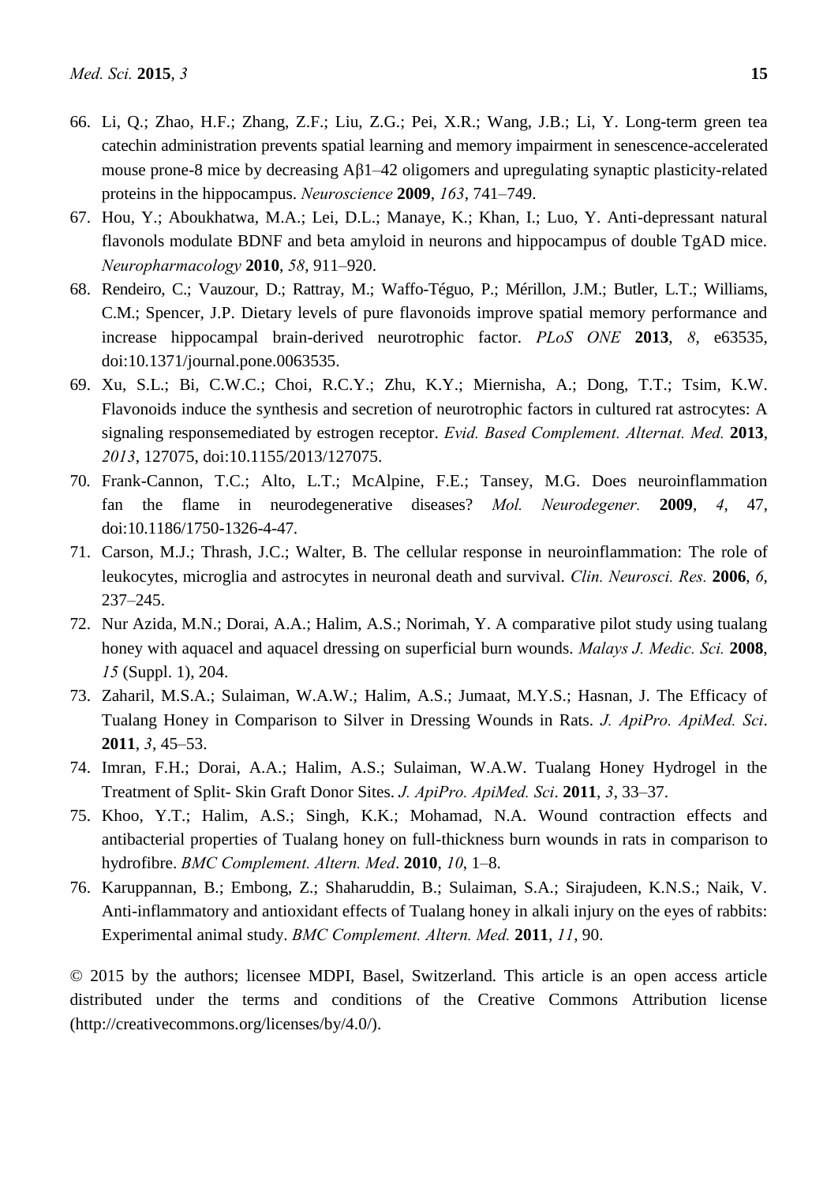66. Li, Q.; Zhao, H.F.; Zhang, Z.F.; Liu, Z.G.; Pei, X.R.; Wang, J.B.; Li, Y. Long-term green tea catechin administration prevents spatial learning and memory impairment in senescence-accelerated mouse prone-8 mice by decreasing Aβ1–42 oligomers and upregulating synaptic plasticity-related proteins in the hippocampus. *Neuroscience* **2009**, *163*, 741–749.
67. Hou, Y.; Aboukhatwa, M.A.; Lei, D.L.; Manaye, K.; Khan, I.; Luo, Y. Anti-depressant natural flavonols modulate BDNF and beta amyloid in neurons and hippocampus of double TgAD mice. *Neuropharmacology* **2010**, *58*, 911–920.
68. Rendeiro, C.; Vauzour, D.; Rattray, M.; Waffo-Téguo, P.; Mérillon, J.M.; Butler, L.T.; Williams, C.M.; Spencer, J.P. Dietary levels of pure flavonoids improve spatial memory performance and increase hippocampal brain-derived neurotrophic factor. *PLoS ONE* **2013**, *8*, e63535, doi:10.1371/journal.pone.0063535.
69. Xu, S.L.; Bi, C.W.C.; Choi, R.C.Y.; Zhu, K.Y.; Miernisha, A.; Dong, T.T.; Tsim, K.W. Flavonoids induce the synthesis and secretion of neurotrophic factors in cultured rat astrocytes: A signaling responsemediated by estrogen receptor. *Evid. Based Complement. Alternat. Med.* **2013**, *2013*, 127075, doi:10.1155/2013/127075.
70. Frank-Cannon, T.C.; Alto, L.T.; McAlpine, F.E.; Tansey, M.G. Does neuroinflammation fan the flame in neurodegenerative diseases? *Mol. Neurodegener.* **2009**, *4*, 47, doi:10.1186/1750-1326-4-47.
71. Carson, M.J.; Thrash, J.C.; Walter, B. The cellular response in neuroinflammation: The role of leukocytes, microglia and astrocytes in neuronal death and survival. *Clin. Neurosci. Res.* **2006**, *6*, 237–245.
72. Nur Azida, M.N.; Dorai, A.A.; Halim, A.S.; Norimah, Y. A comparative pilot study using tualang honey with aquacel and aquacel dressing on superficial burn wounds. *Malays J. Medic. Sci.* **2008**, *15* (Suppl. 1), 204.
73. Zaharil, M.S.A.; Sulaiman, W.A.W.; Halim, A.S.; Jumaat, M.Y.S.; Hasnan, J. The Efficacy of Tualang Honey in Comparison to Silver in Dressing Wounds in Rats. *J. ApiPro. ApiMed. Sci*. **2011**, *3*, 45–53.
74. Imran, F.H.; Dorai, A.A.; Halim, A.S.; Sulaiman, W.A.W. Tualang Honey Hydrogel in the Treatment of Split- Skin Graft Donor Sites. *J. ApiPro. ApiMed. Sci*. **2011**, *3*, 33–37.
75. Khoo, Y.T.; Halim, A.S.; Singh, K.K.; Mohamad, N.A. Wound contraction effects and antibacterial properties of Tualang honey on full-thickness burn wounds in rats in comparison to hydrofibre. *BMC Complement. Altern. Med*. **2010**, *10*, 1–8.
76. Karuppannan, B.; Embong, Z.; Shaharuddin, B.; Sulaiman, S.A.; Sirajudeen, K.N.S.; Naik, V. Anti-inflammatory and antioxidant effects of Tualang honey in alkali injury on the eyes of rabbits: Experimental animal study. *BMC Complement. Altern. Med.* **2011**, *11*, 90.

© 2015 by the authors; licensee MDPI, Basel, Switzerland. This article is an open access article distributed under the terms and conditions of the Creative Commons Attribution license (http://creativecommons.org/licenses/by/4.0/).